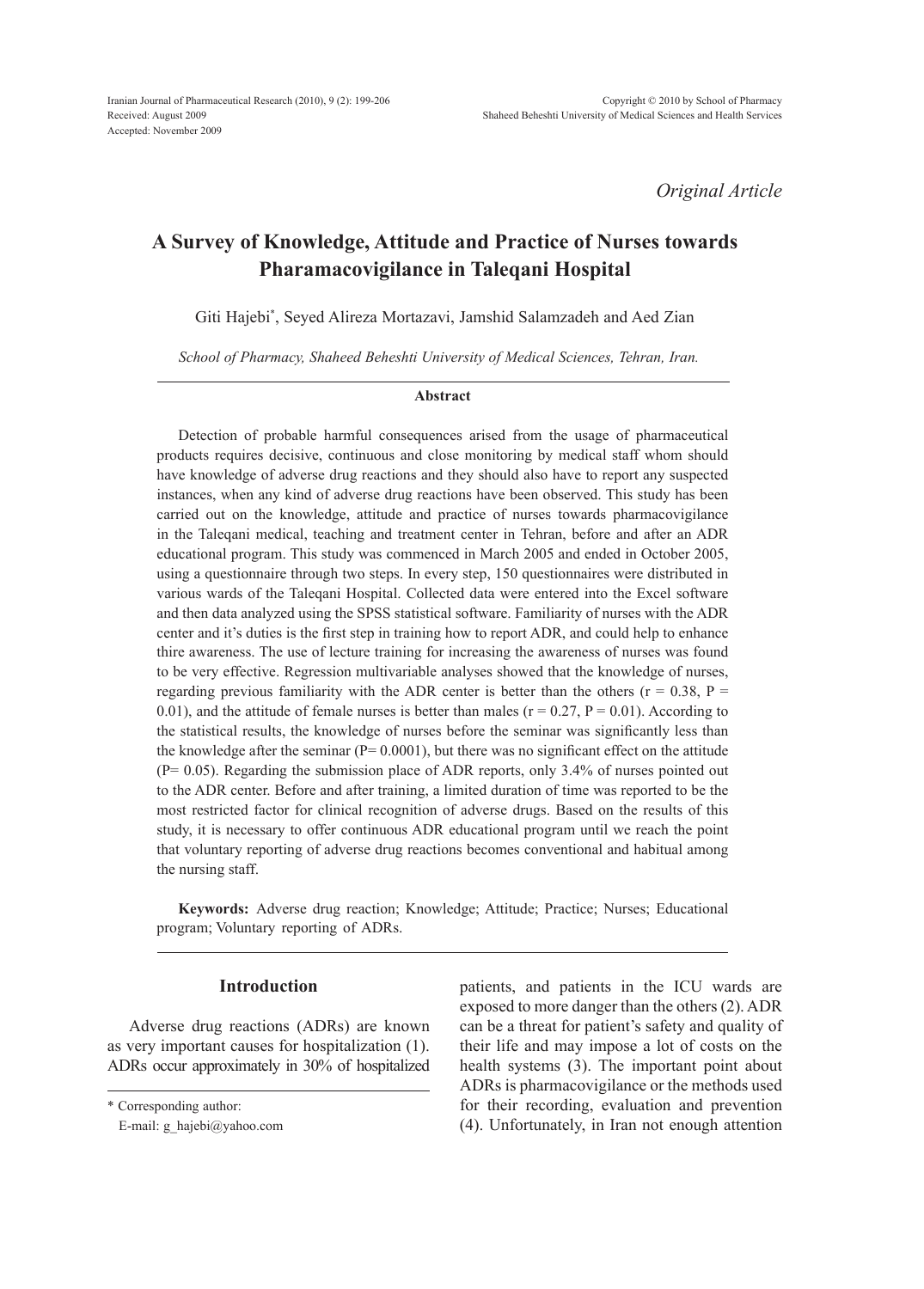*Original Article*

# A Survey of Knowledge, Attitude and Practice of Nurses towards Pharamacovigilance in Taleqani Hospital

Giti Hajebi*, Seyed Alireza Mortazavi, Jamshid Salamzadeh and Aed Zian

*School of Pharmacy, Shaheed Beheshti University of Medical Sciences, Tehran, Iran.*

### Abstract

Detection of probable harmful consequences arised from the usage of pharmaceutical products requires decisive, continuous and close monitoring by medical staff whom should have knowledge of adverse drug reactions and they should also have to report any suspected instances, when any kind of adverse drug reactions have been observed. This study has been carried out on the knowledge, attitude and practice of nurses towards pharmacovigilance in the Taleqani medical, teaching and treatment center in Tehran, before and after an ADR educational program. This study was commenced in March 2005 and ended in October 2005, using a questionnaire through two steps. In every step, 150 questionnaires were distributed in various wards of the Taleqani Hospital. Collected data were entered into the Excel software and then data analyzed using the SPSS statistical software. Familiarity of nurses with the ADR center and it's duties is the first step in training how to report ADR, and could help to enhance thire awareness. The use of lecture training for increasing the awareness of nurses was found to be very effective. Regression multivariable analyses showed that the knowledge of nurses, regarding previous familiarity with the ADR center is better than the others ($r = 0.38$, $P = 0.01$), and the attitude of female nurses is better than males ($r = 0.27$, $P = 0.01$). According to the statistical results, the knowledge of nurses before the seminar was significantly less than the knowledge after the seminar ($P = 0.0001$), but there was no significant effect on the attitude ($P = 0.05$). Regarding the submission place of ADR reports, only 3.4% of nurses pointed out to the ADR center. Before and after training, a limited duration of time was reported to be the most restricted factor for clinical recognition of adverse drugs. Based on the results of this study, it is necessary to offer continuous ADR educational program until we reach the point that voluntary reporting of adverse drug reactions becomes conventional and habitual among the nursing staff.

**Keywords:** Adverse drug reaction; Knowledge; Attitude; Practice; Nurses; Educational program; Voluntary reporting of ADRs.

## Introduction

Adverse drug reactions (ADRs) are known as very important causes for hospitalization (1). ADRs occur approximately in 30% of hospitalized patients, and patients in the ICU wards are exposed to more danger than the others (2). ADR can be a threat for patient's safety and quality of their life and may impose a lot of costs on the health systems (3). The important point about ADRs is pharmacovigilance or the methods used for their recording, evaluation and prevention (4). Unfortunately, in Iran not enough attention

* Corresponding author:
E-mail: g_hajebi@yahoo.com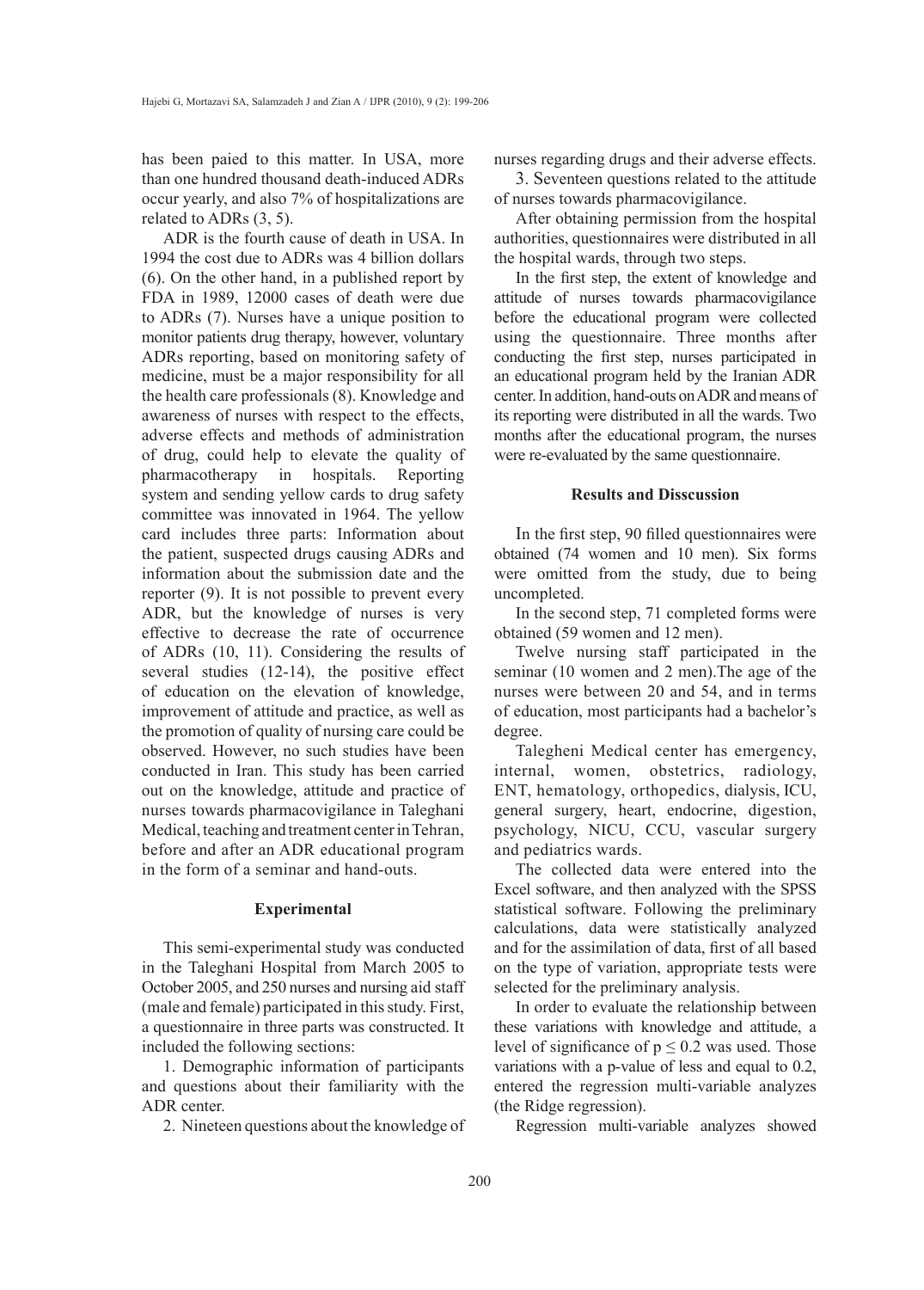has been paied to this matter. In USA, more than one hundred thousand death-induced ADRs occur yearly, and also 7% of hospitalizations are related to ADRs (3, 5).

ADR is the fourth cause of death in USA. In 1994 the cost due to ADRs was 4 billion dollars (6). On the other hand, in a published report by FDA in 1989, 12000 cases of death were due to ADRs (7). Nurses have a unique position to monitor patients drug therapy, however, voluntary ADRs reporting, based on monitoring safety of medicine, must be a major responsibility for all the health care professionals (8). Knowledge and awareness of nurses with respect to the effects, adverse effects and methods of administration of drug, could help to elevate the quality of pharmacotherapy in hospitals. Reporting system and sending yellow cards to drug safety committee was innovated in 1964. The yellow card includes three parts: Information about the patient, suspected drugs causing ADRs and information about the submission date and the reporter (9). It is not possible to prevent every ADR, but the knowledge of nurses is very effective to decrease the rate of occurrence of ADRs (10, 11). Considering the results of several studies (12-14), the positive effect of education on the elevation of knowledge, improvement of attitude and practice, as well as the promotion of quality of nursing care could be observed. However, no such studies have been conducted in Iran. This study has been carried out on the knowledge, attitude and practice of nurses towards pharmacovigilance in Taleghani Medical, teaching and treatment center in Tehran, before and after an ADR educational program in the form of a seminar and hand-outs.

## Experimental

This semi-experimental study was conducted in the Taleghani Hospital from March 2005 to October 2005, and 250 nurses and nursing aid staff (male and female) participated in this study. First, a questionnaire in three parts was constructed. It included the following sections:

1. Demographic information of participants and questions about their familiarity with the ADR center.

2. Nineteen questions about the knowledge of nurses regarding drugs and their adverse effects.

3. Seventeen questions related to the attitude of nurses towards pharmacovigilance.

After obtaining permission from the hospital authorities, questionnaires were distributed in all the hospital wards, through two steps.

In the first step, the extent of knowledge and attitude of nurses towards pharmacovigilance before the educational program were collected using the questionnaire. Three months after conducting the first step, nurses participated in an educational program held by the Iranian ADR center. In addition, hand-outs on ADR and means of its reporting were distributed in all the wards. Two months after the educational program, the nurses were re-evaluated by the same questionnaire.

## Results and Disscussion

In the first step, 90 filled questionnaires were obtained (74 women and 10 men). Six forms were omitted from the study, due to being uncompleted.

In the second step, 71 completed forms were obtained (59 women and 12 men).

Twelve nursing staff participated in the seminar (10 women and 2 men).The age of the nurses were between 20 and 54, and in terms of education, most participants had a bachelor's degree.

Talegheni Medical center has emergency, internal, women, obstetrics, radiology, ENT, hematology, orthopedics, dialysis, ICU, general surgery, heart, endocrine, digestion, psychology, NICU, CCU, vascular surgery and pediatrics wards.

The collected data were entered into the Excel software, and then analyzed with the SPSS statistical software. Following the preliminary calculations, data were statistically analyzed and for the assimilation of data, first of all based on the type of variation, appropriate tests were selected for the preliminary analysis.

In order to evaluate the relationship between these variations with knowledge and attitude, a level of significance of $p \leq 0.2$ was used. Those variations with a p-value of less and equal to 0.2, entered the regression multi-variable analyzes (the Ridge regression).

Regression multi-variable analyzes showed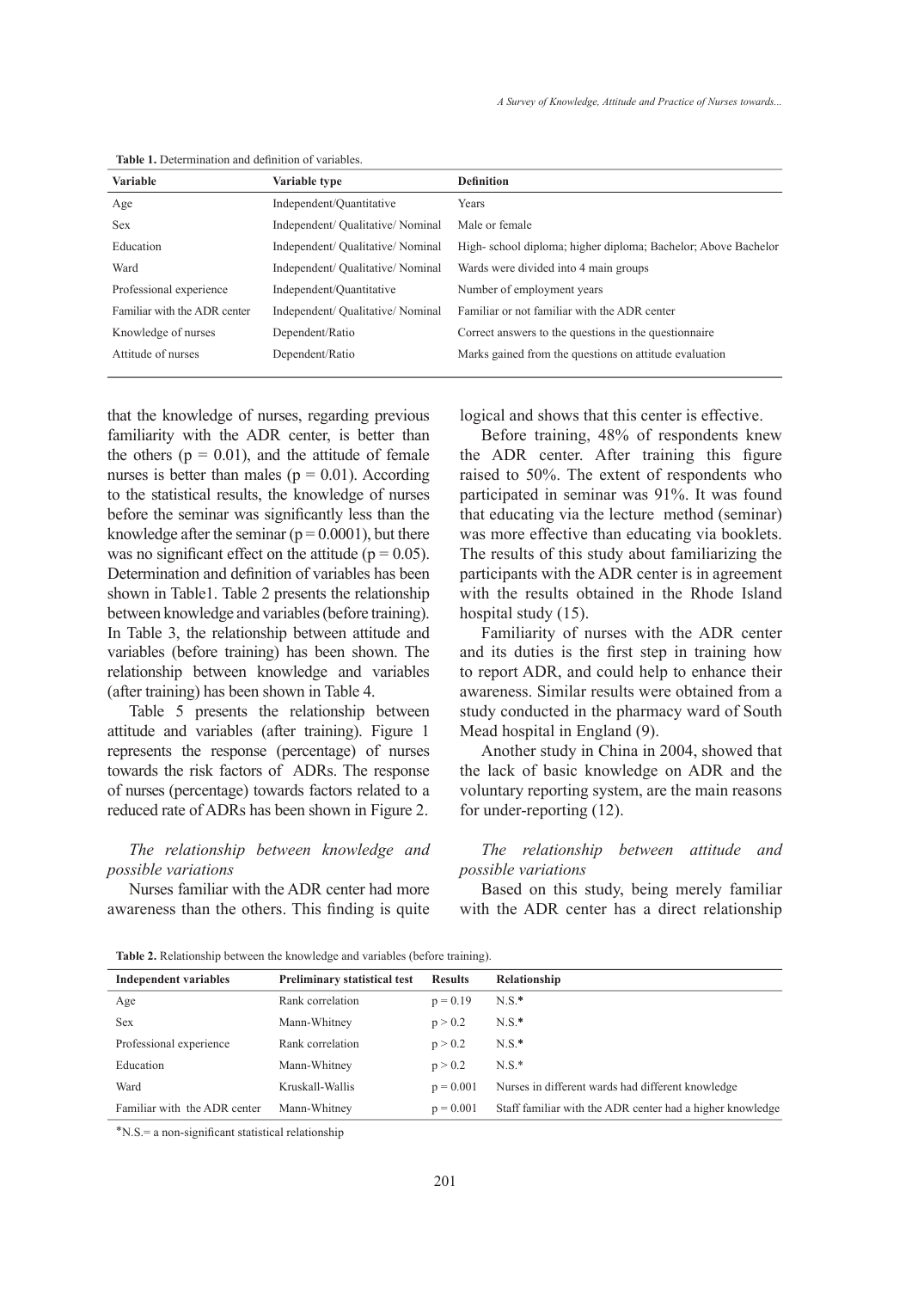**Table 1.** Determination and definition of variables.

| Variable | Variable type | Definition |
|---|---|---|
| Age | Independent/Quantitative | Years |
| Sex | Independent/ Qualitative/ Nominal | Male or female |
| Education | Independent/ Qualitative/ Nominal | High- school diploma; higher diploma; Bachelor; Above Bachelor |
| Ward | Independent/ Qualitative/ Nominal | Wards were divided into 4 main groups |
| Professional experience | Independent/Quantitative | Number of employment years |
| Familiar with the ADR center | Independent/ Qualitative/ Nominal | Familiar or not familiar with the ADR center |
| Knowledge of nurses | Dependent/Ratio | Correct answers to the questions in the questionnaire |
| Attitude of nurses | Dependent/Ratio | Marks gained from the questions on attitude evaluation |

that the knowledge of nurses, regarding previous familiarity with the ADR center, is better than the others ($p = 0.01$), and the attitude of female nurses is better than males ($p = 0.01$). According to the statistical results, the knowledge of nurses before the seminar was significantly less than the knowledge after the seminar ($p = 0.0001$), but there was no significant effect on the attitude ($p = 0.05$). Determination and definition of variables has been shown in Table1. Table 2 presents the relationship between knowledge and variables (before training). In Table 3, the relationship between attitude and variables (before training) has been shown. The relationship between knowledge and variables (after training) has been shown in Table 4.

Table 5 presents the relationship between attitude and variables (after training). Figure 1 represents the response (percentage) of nurses towards the risk factors of ADRs. The response of nurses (percentage) towards factors related to a reduced rate of ADRs has been shown in Figure 2.

*The relationship between knowledge and possible variations*

Nurses familiar with the ADR center had more awareness than the others. This finding is quite logical and shows that this center is effective.

Before training, 48% of respondents knew the ADR center. After training this figure raised to 50%. The extent of respondents who participated in seminar was 91%. It was found that educating via the lecture method (seminar) was more effective than educating via booklets. The results of this study about familiarizing the participants with the ADR center is in agreement with the results obtained in the Rhode Island hospital study (15).

Familiarity of nurses with the ADR center and its duties is the first step in training how to report ADR, and could help to enhance their awareness. Similar results were obtained from a study conducted in the pharmacy ward of South Mead hospital in England (9).

Another study in China in 2004, showed that the lack of basic knowledge on ADR and the voluntary reporting system, are the main reasons for under-reporting (12).

*The relationship between attitude and possible variations*

Based on this study, being merely familiar with the ADR center has a direct relationship

**Table 2.** Relationship between the knowledge and variables (before training).

| Independent variables | Preliminary statistical test | Results | Relationship |
|---|---|---|---|
| Age | Rank correlation | $p = 0.19$ | N.S.* |
| Sex | Mann-Whitney | $p > 0.2$ | N.S.* |
| Professional experience | Rank correlation | $p > 0.2$ | N.S.* |
| Education | Mann-Whitney | $p > 0.2$ | N.S.* |
| Ward | Kruskall-Wallis | $p = 0.001$ | Nurses in different wards had different knowledge |
| Familiar with the ADR center | Mann-Whitney | $p = 0.001$ | Staff familiar with the ADR center had a higher knowledge |

*N.S.= a non-significant statistical relationship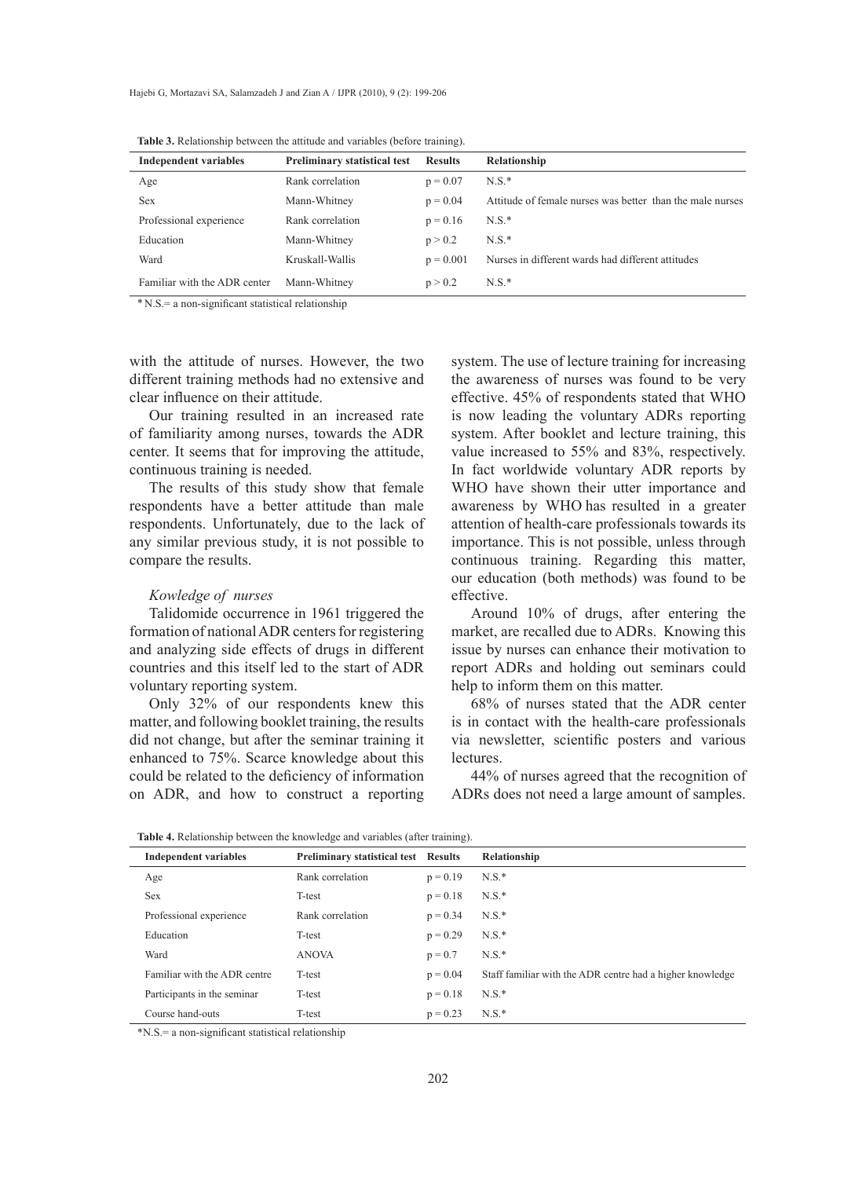**Table 3.** Relationship between the attitude and variables (before training).

| Independent variables | Preliminary statistical test | Results | Relationship |
|---|---|---|---|
| Age | Rank correlation | p = 0.07 | N.S.* |
| Sex | Mann-Whitney | p = 0.04 | Attitude of female nurses was better than the male nurses |
| Professional experience | Rank correlation | p = 0.16 | N.S.* |
| Education | Mann-Whitney | p > 0.2 | N.S.* |
| Ward | Kruskall-Wallis | p = 0.001 | Nurses in different wards had different attitudes |
| Familiar with the ADR center | Mann-Whitney | p > 0.2 | N.S.* |

* N.S.= a non-significant statistical relationship

with the attitude of nurses. However, the two different training methods had no extensive and clear influence on their attitude.

Our training resulted in an increased rate of familiarity among nurses, towards the ADR center. It seems that for improving the attitude, continuous training is needed.

The results of this study show that female respondents have a better attitude than male respondents. Unfortunately, due to the lack of any similar previous study, it is not possible to compare the results.

*Kowledge of nurses*

Talidomide occurrence in 1961 triggered the formation of national ADR centers for registering and analyzing side effects of drugs in different countries and this itself led to the start of ADR voluntary reporting system.

Only 32% of our respondents knew this matter, and following booklet training, the results did not change, but after the seminar training it enhanced to 75%. Scarce knowledge about this could be related to the deficiency of information on ADR, and how to construct a reporting system. The use of lecture training for increasing the awareness of nurses was found to be very effective. 45% of respondents stated that WHO is now leading the voluntary ADRs reporting system. After booklet and lecture training, this value increased to 55% and 83%, respectively. In fact worldwide voluntary ADR reports by WHO have shown their utter importance and awareness by WHO has resulted in a greater attention of health-care professionals towards its importance. This is not possible, unless through continuous training. Regarding this matter, our education (both methods) was found to be effective.

Around 10% of drugs, after entering the market, are recalled due to ADRs. Knowing this issue by nurses can enhance their motivation to report ADRs and holding out seminars could help to inform them on this matter.

68% of nurses stated that the ADR center is in contact with the health-care professionals via newsletter, scientific posters and various lectures.

44% of nurses agreed that the recognition of ADRs does not need a large amount of samples.

**Table 4.** Relationship between the knowledge and variables (after training).

| Independent variables | Preliminary statistical test | Results | Relationship |
|---|---|---|---|
| Age | Rank correlation | p = 0.19 | N.S.* |
| Sex | T-test | p = 0.18 | N.S.* |
| Professional experience | Rank correlation | p = 0.34 | N.S.* |
| Education | T-test | p = 0.29 | N.S.* |
| Ward | ANOVA | p = 0.7 | N.S.* |
| Familiar with the ADR centre | T-test | p = 0.04 | Staff familiar with the ADR centre had a higher knowledge |
| Participants in the seminar | T-test | p = 0.18 | N.S.* |
| Course hand-outs | T-test | p = 0.23 | N.S.* |

*N.S.= a non-significant statistical relationship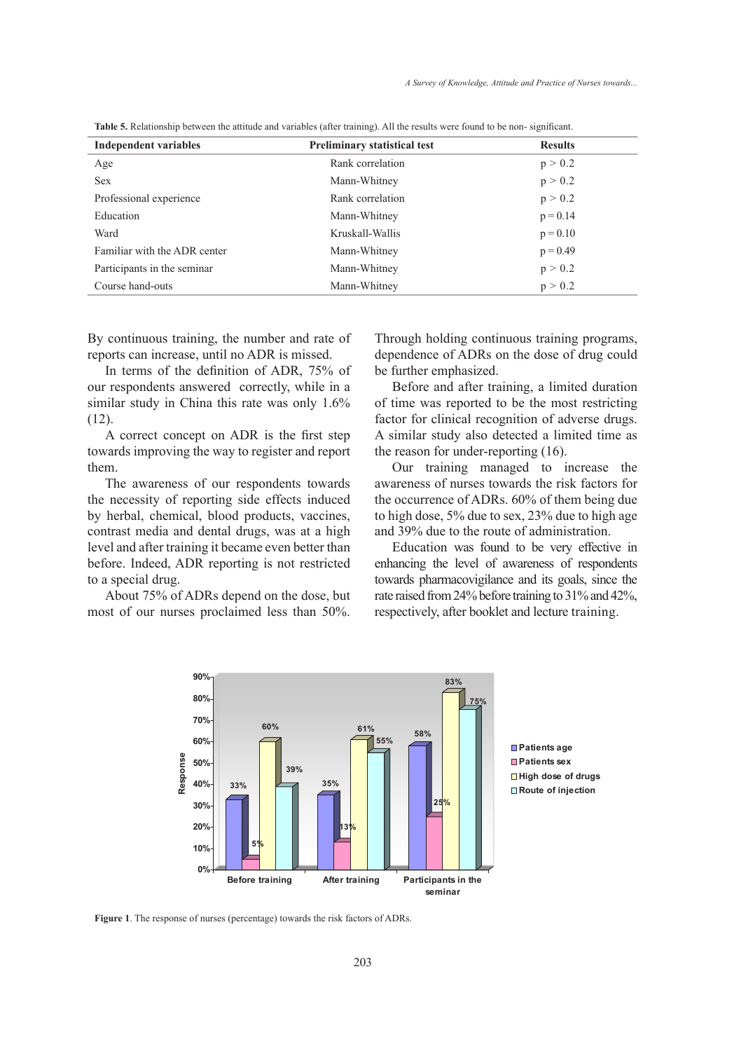**Table 5.** Relationship between the attitude and variables (after training). All the results were found to be non- significant.

| Independent variables | Preliminary statistical test | Results |
|---|---|---|
| Age | Rank correlation | $p > 0.2$ |
| Sex | Mann-Whitney | $p > 0.2$ |
| Professional experience | Rank correlation | $p > 0.2$ |
| Education | Mann-Whitney | $p = 0.14$ |
| Ward | Kruskall-Wallis | $p = 0.10$ |
| Familiar with the ADR center | Mann-Whitney | $p = 0.49$ |
| Participants in the seminar | Mann-Whitney | $p > 0.2$ |
| Course hand-outs | Mann-Whitney | $p > 0.2$ |

By continuous training, the number and rate of reports can increase, until no ADR is missed.

In terms of the definition of ADR, 75% of our respondents answered correctly, while in a similar study in China this rate was only 1.6% (12).

A correct concept on ADR is the first step towards improving the way to register and report them.

The awareness of our respondents towards the necessity of reporting side effects induced by herbal, chemical, blood products, vaccines, contrast media and dental drugs, was at a high level and after training it became even better than before. Indeed, ADR reporting is not restricted to a special drug.

About 75% of ADRs depend on the dose, but most of our nurses proclaimed less than 50%. Through holding continuous training programs, dependence of ADRs on the dose of drug could be further emphasized.

Before and after training, a limited duration of time was reported to be the most restricting factor for clinical recognition of adverse drugs. A similar study also detected a limited time as the reason for under-reporting (16).

Our training managed to increase the awareness of nurses towards the risk factors for the occurrence of ADRs. 60% of them being due to high dose, 5% due to sex, 23% due to high age and 39% due to the route of administration.

Education was found to be very effective in enhancing the level of awareness of respondents towards pharmacovigilance and its goals, since the rate raised from 24% before training to 31% and 42%, respectively, after booklet and lecture training.

**Figure 1**. The response of nurses (percentage) towards the risk factors of ADRs.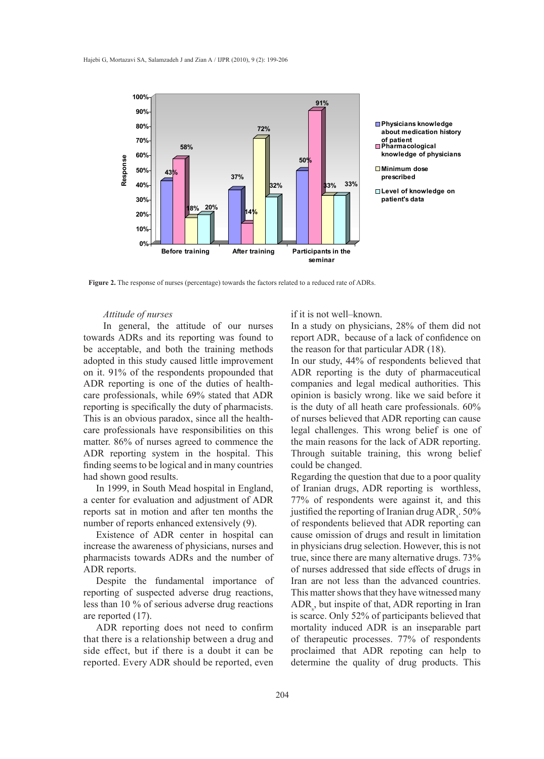Figure 2. The response of nurses (percentage) towards the factors related to a reduced rate of ADRs.

*Attitude of nurses*

In general, the attitude of our nurses towards ADRs and its reporting was found to be acceptable, and both the training methods adopted in this study caused little improvement on it. 91% of the respondents propounded that ADR reporting is one of the duties of health-care professionals, while 69% stated that ADR reporting is specifically the duty of pharmacists. This is an obvious paradox, since all the health-care professionals have responsibilities on this matter. 86% of nurses agreed to commence the ADR reporting system in the hospital. This finding seems to be logical and in many countries had shown good results.

In 1999, in South Mead hospital in England, a center for evaluation and adjustment of ADR reports sat in motion and after ten months the number of reports enhanced extensively (9).

Existence of ADR center in hospital can increase the awareness of physicians, nurses and pharmacists towards ADRs and the number of ADR reports.

Despite the fundamental importance of reporting of suspected adverse drug reactions, less than 10 % of serious adverse drug reactions are reported (17).

ADR reporting does not need to confirm that there is a relationship between a drug and side effect, but if there is a doubt it can be reported. Every ADR should be reported, even if it is not well–known.

In a study on physicians, 28% of them did not report ADR, because of a lack of confidence on the reason for that particular ADR (18).

In our study, 44% of respondents believed that ADR reporting is the duty of pharmaceutical companies and legal medical authorities. This opinion is basicly wrong. like we said before it is the duty of all heath care professionals. 60% of nurses believed that ADR reporting can cause legal challenges. This wrong belief is one of the main reasons for the lack of ADR reporting. Through suitable training, this wrong belief could be changed.

Regarding the question that due to a poor quality of Iranian drugs, ADR reporting is worthless, 77% of respondents were against it, and this justified the reporting of Iranian drug $ADR_s$. 50% of respondents believed that ADR reporting can cause omission of drugs and result in limitation in physicians drug selection. However, this is not true, since there are many alternative drugs. 73% of nurses addressed that side effects of drugs in Iran are not less than the advanced countries. This matter shows that they have witnessed many $ADR_s$, but inspite of that, ADR reporting in Iran is scarce. Only 52% of participants believed that mortality induced ADR is an inseparable part of therapeutic processes. 77% of respondents proclaimed that ADR repoting can help to determine the quality of drug products. This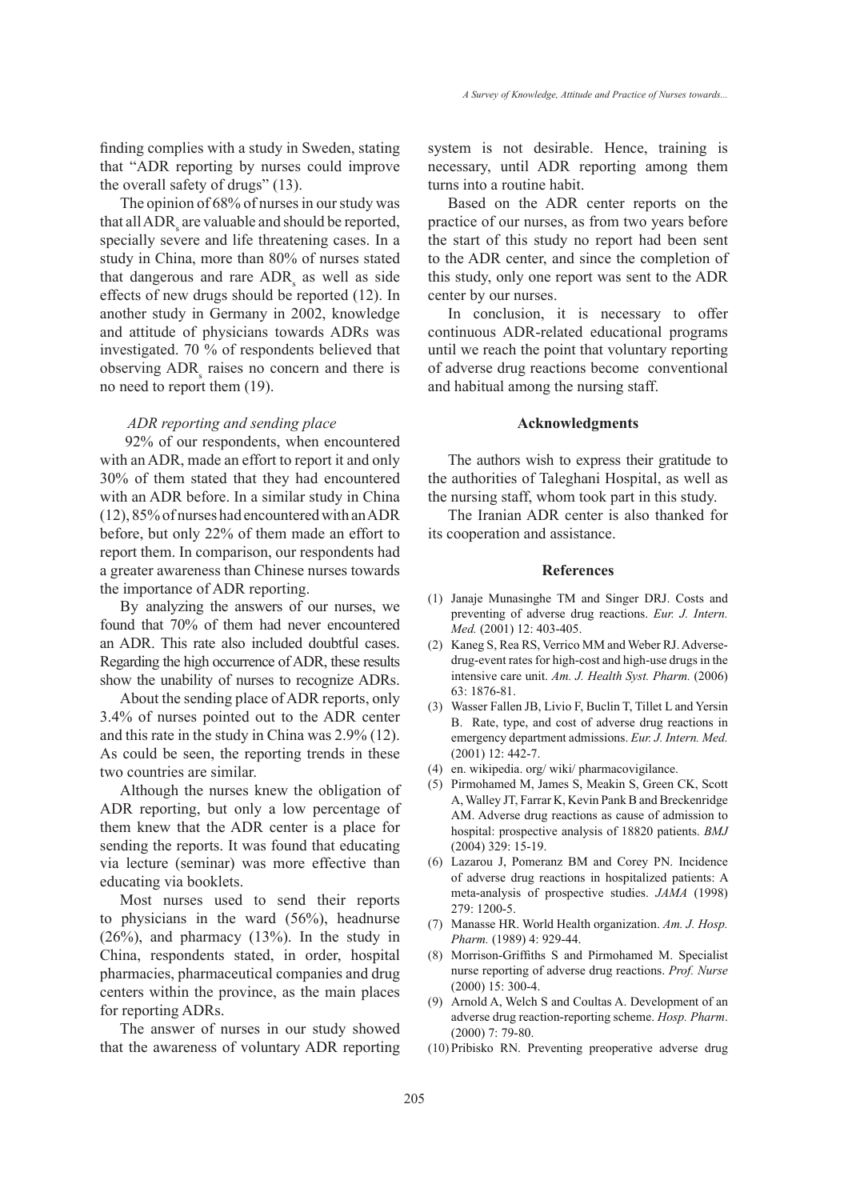finding complies with a study in Sweden, stating that "ADR reporting by nurses could improve the overall safety of drugs" (13).

The opinion of 68% of nurses in our study was that all $ADR_s$ are valuable and should be reported, specially severe and life threatening cases. In a study in China, more than 80% of nurses stated that dangerous and rare $ADR_s$ as well as side effects of new drugs should be reported (12). In another study in Germany in 2002, knowledge and attitude of physicians towards ADRs was investigated. 70 % of respondents believed that observing $ADR_s$ raises no concern and there is no need to report them (19).

*ADR reporting and sending place*

92% of our respondents, when encountered with an ADR, made an effort to report it and only 30% of them stated that they had encountered with an ADR before. In a similar study in China (12), 85% of nurses had encountered with an ADR before, but only 22% of them made an effort to report them. In comparison, our respondents had a greater awareness than Chinese nurses towards the importance of ADR reporting.

By analyzing the answers of our nurses, we found that 70% of them had never encountered an ADR. This rate also included doubtful cases. Regarding the high occurrence of ADR, these results show the unability of nurses to recognize ADRs.

About the sending place of ADR reports, only 3.4% of nurses pointed out to the ADR center and this rate in the study in China was 2.9% (12). As could be seen, the reporting trends in these two countries are similar.

Although the nurses knew the obligation of ADR reporting, but only a low percentage of them knew that the ADR center is a place for sending the reports. It was found that educating via lecture (seminar) was more effective than educating via booklets.

Most nurses used to send their reports to physicians in the ward (56%), headnurse (26%), and pharmacy (13%). In the study in China, respondents stated, in order, hospital pharmacies, pharmaceutical companies and drug centers within the province, as the main places for reporting ADRs.

The answer of nurses in our study showed that the awareness of voluntary ADR reporting system is not desirable. Hence, training is necessary, until ADR reporting among them turns into a routine habit.

Based on the ADR center reports on the practice of our nurses, as from two years before the start of this study no report had been sent to the ADR center, and since the completion of this study, only one report was sent to the ADR center by our nurses.

In conclusion, it is necessary to offer continuous ADR-related educational programs until we reach the point that voluntary reporting of adverse drug reactions become conventional and habitual among the nursing staff.

## Acknowledgments

The authors wish to express their gratitude to the authorities of Taleghani Hospital, as well as the nursing staff, whom took part in this study.

The Iranian ADR center is also thanked for its cooperation and assistance.

## References

(1) Janaje Munasinghe TM and Singer DRJ. Costs and preventing of adverse drug reactions. *Eur. J. Intern. Med.* (2001) 12: 403-405.

(2) Kaneg S, Rea RS, Verrico MM and Weber RJ. Adverse-drug-event rates for high-cost and high-use drugs in the intensive care unit. *Am. J. Health Syst. Pharm.* (2006) 63: 1876-81.

(3) Wasser Fallen JB, Livio F, Buclin T, Tillet L and Yersin B. Rate, type, and cost of adverse drug reactions in emergency department admissions. *Eur. J. Intern. Med.* (2001) 12: 442-7.

(4) en. wikipedia. org/ wiki/ pharmacovigilance.

(5) Pirmohamed M, James S, Meakin S, Green CK, Scott A, Walley JT, Farrar K, Kevin Pank B and Breckenridge AM. Adverse drug reactions as cause of admission to hospital: prospective analysis of 18820 patients. *BMJ* (2004) 329: 15-19.

(6) Lazarou J, Pomeranz BM and Corey PN. Incidence of adverse drug reactions in hospitalized patients: A meta-analysis of prospective studies. *JAMA* (1998) 279: 1200-5.

(7) Manasse HR. World Health organization. *Am. J. Hosp. Pharm.* (1989) 4: 929-44.

(8) Morrison-Griffiths S and Pirmohamed M. Specialist nurse reporting of adverse drug reactions. *Prof. Nurse* (2000) 15: 300-4.

(9) Arnold A, Welch S and Coultas A. Development of an adverse drug reaction-reporting scheme. *Hosp. Pharm*. (2000) 7: 79-80.

(10) Pribisko RN. Preventing preoperative adverse drug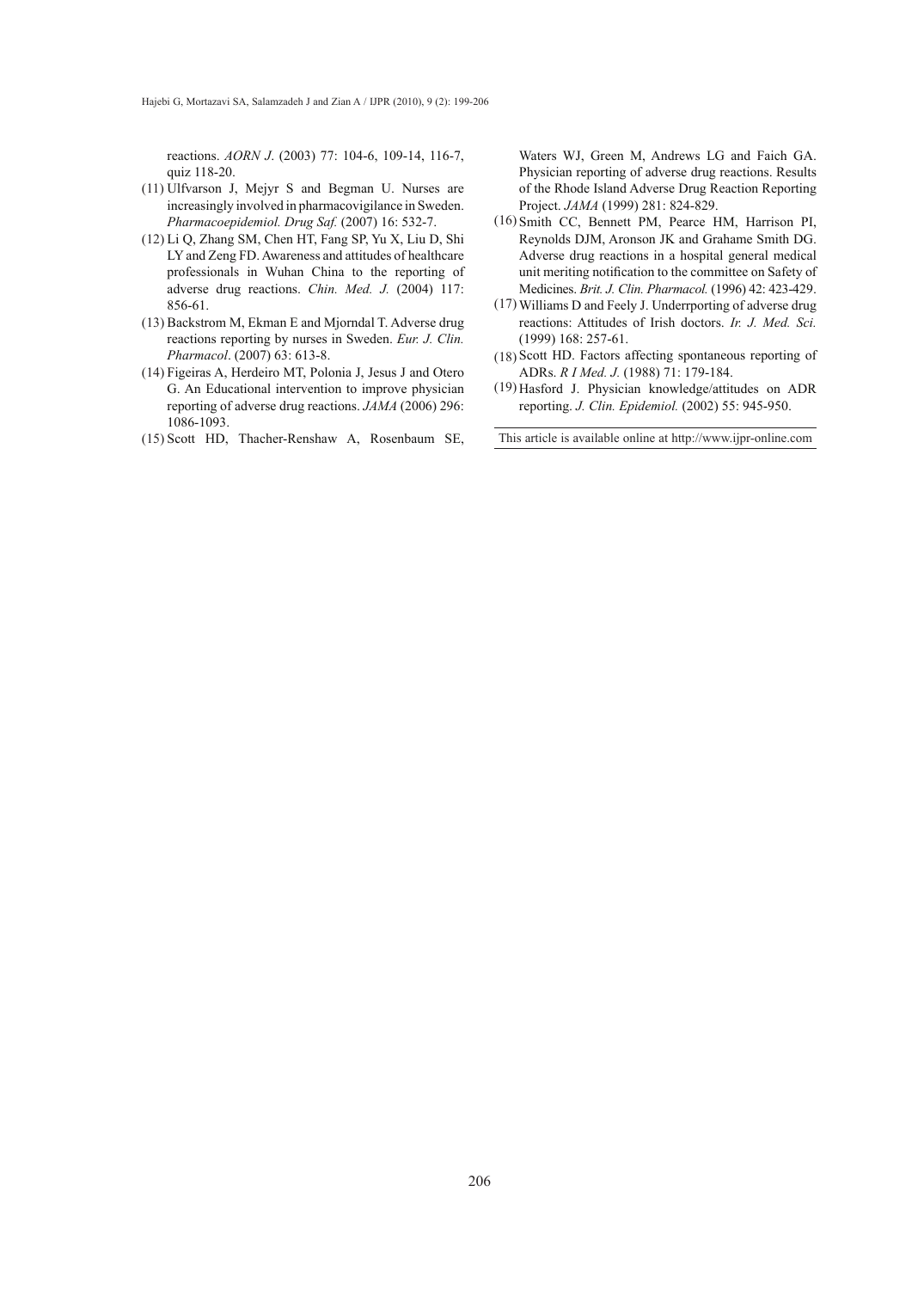reactions. *AORN J*. (2003) 77: 104-6, 109-14, 116-7, quiz 118-20.

(11) Ulfvarson J, Mejyr S and Begman U. Nurses are increasingly involved in pharmacovigilance in Sweden. *Pharmacoepidemiol. Drug Saf.* (2007) 16: 532-7.

(12) Li Q, Zhang SM, Chen HT, Fang SP, Yu X, Liu D, Shi LY and Zeng FD. Awareness and attitudes of healthcare professionals in Wuhan China to the reporting of adverse drug reactions. *Chin. Med. J.* (2004) 117: 856-61.

(13) Backstrom M, Ekman E and Mjorndal T. Adverse drug reactions reporting by nurses in Sweden. *Eur. J. Clin. Pharmacol*. (2007) 63: 613-8.

(14) Figeiras A, Herdeiro MT, Polonia J, Jesus J and Otero G. An Educational intervention to improve physician reporting of adverse drug reactions. *JAMA* (2006) 296: 1086-1093.

(15) Scott HD, Thacher-Renshaw A, Rosenbaum SE, Waters WJ, Green M, Andrews LG and Faich GA. Physician reporting of adverse drug reactions. Results of the Rhode Island Adverse Drug Reaction Reporting Project. *JAMA* (1999) 281: 824-829.

(16) Smith CC, Bennett PM, Pearce HM, Harrison PI, Reynolds DJM, Aronson JK and Grahame Smith DG. Adverse drug reactions in a hospital general medical unit meriting notification to the committee on Safety of Medicines. *Brit. J. Clin. Pharmacol.* (1996) 42: 423-429.

(17) Williams D and Feely J. Underrporting of adverse drug reactions: Attitudes of Irish doctors. *Ir. J. Med. Sci.* (1999) 168: 257-61.

(18) Scott HD. Factors affecting spontaneous reporting of ADRs. *R I Med. J.* (1988) 71: 179-184.

(19) Hasford J. Physician knowledge/attitudes on ADR reporting. *J. Clin. Epidemiol.* (2002) 55: 945-950.

This article is available online at http://www.ijpr-online.com